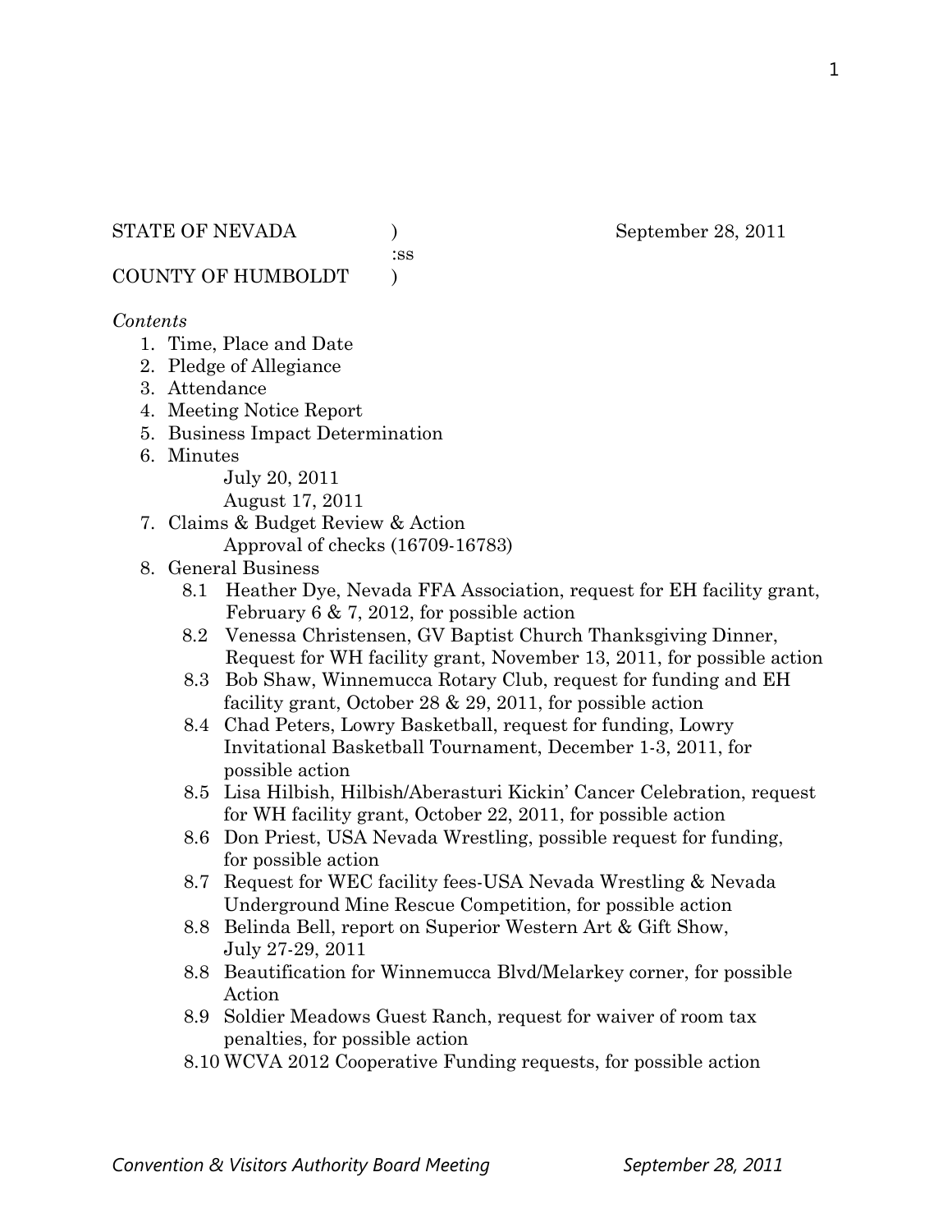STATE OF NEVADA ) September 28, 2011
:ss
COUNTY OF HUMBOLDT )

*Contents*

1. Time, Place and Date
2. Pledge of Allegiance
3. Attendance
4. Meeting Notice Report
5. Business Impact Determination
6. Minutes
   July 20, 2011
   August 17, 2011
7. Claims & Budget Review & Action
   Approval of checks (16709-16783)
8. General Business
   - 8.1 Heather Dye, Nevada FFA Association, request for EH facility grant, February 6 & 7, 2012, for possible action
   - 8.2 Venessa Christensen, GV Baptist Church Thanksgiving Dinner, Request for WH facility grant, November 13, 2011, for possible action
   - 8.3 Bob Shaw, Winnemucca Rotary Club, request for funding and EH facility grant, October 28 & 29, 2011, for possible action
   - 8.4 Chad Peters, Lowry Basketball, request for funding, Lowry Invitational Basketball Tournament, December 1-3, 2011, for possible action
   - 8.5 Lisa Hilbish, Hilbish/Aberasturi Kickin' Cancer Celebration, request for WH facility grant, October 22, 2011, for possible action
   - 8.6 Don Priest, USA Nevada Wrestling, possible request for funding, for possible action
   - 8.7 Request for WEC facility fees-USA Nevada Wrestling & Nevada Underground Mine Rescue Competition, for possible action
   - 8.8 Belinda Bell, report on Superior Western Art & Gift Show, July 27-29, 2011
   - 8.8 Beautification for Winnemucca Blvd/Melarkey corner, for possible Action
   - 8.9 Soldier Meadows Guest Ranch, request for waiver of room tax penalties, for possible action
   - 8.10 WCVA 2012 Cooperative Funding requests, for possible action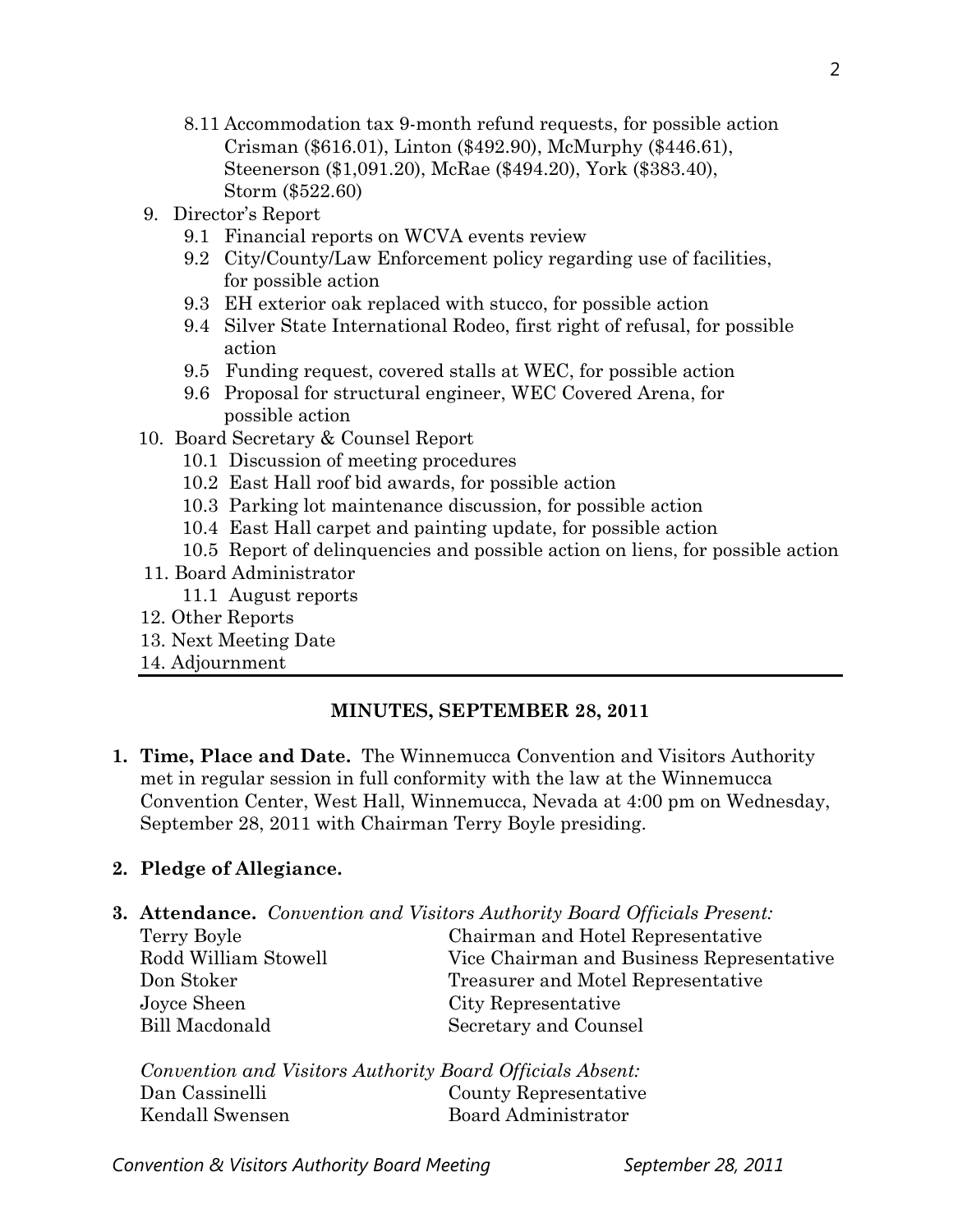- 8.11 Accommodation tax 9-month refund requests, for possible action Crisman ($616.01), Linton ($492.90), McMurphy ($446.61), Steenerson ($1,091.20), McRae ($494.20), York ($383.40), Storm ($522.60)

9. Director's Report
   - 9.1 Financial reports on WCVA events review
   - 9.2 City/County/Law Enforcement policy regarding use of facilities, for possible action
   - 9.3 EH exterior oak replaced with stucco, for possible action
   - 9.4 Silver State International Rodeo, first right of refusal, for possible action
   - 9.5 Funding request, covered stalls at WEC, for possible action
   - 9.6 Proposal for structural engineer, WEC Covered Arena, for possible action
10. Board Secretary & Counsel Report
    - 10.1 Discussion of meeting procedures
    - 10.2 East Hall roof bid awards, for possible action
    - 10.3 Parking lot maintenance discussion, for possible action
    - 10.4 East Hall carpet and painting update, for possible action
    - 10.5 Report of delinquencies and possible action on liens, for possible action
11. Board Administrator
    - 11.1 August reports
12. Other Reports
13. Next Meeting Date
14. Adjournment

---

## MINUTES, SEPTEMBER 28, 2011

1. **Time, Place and Date.** The Winnemucca Convention and Visitors Authority met in regular session in full conformity with the law at the Winnemucca Convention Center, West Hall, Winnemucca, Nevada at 4:00 pm on Wednesday, September 28, 2011 with Chairman Terry Boyle presiding.

2. **Pledge of Allegiance.**

3. **Attendance.** *Convention and Visitors Authority Board Officials Present:*

| | |
|---|---|
| Terry Boyle | Chairman and Hotel Representative |
| Rodd William Stowell | Vice Chairman and Business Representative |
| Don Stoker | Treasurer and Motel Representative |
| Joyce Sheen | City Representative |
| Bill Macdonald | Secretary and Counsel |

*Convention and Visitors Authority Board Officials Absent:*

| | |
|---|---|
| Dan Cassinelli | County Representative |
| Kendall Swensen | Board Administrator |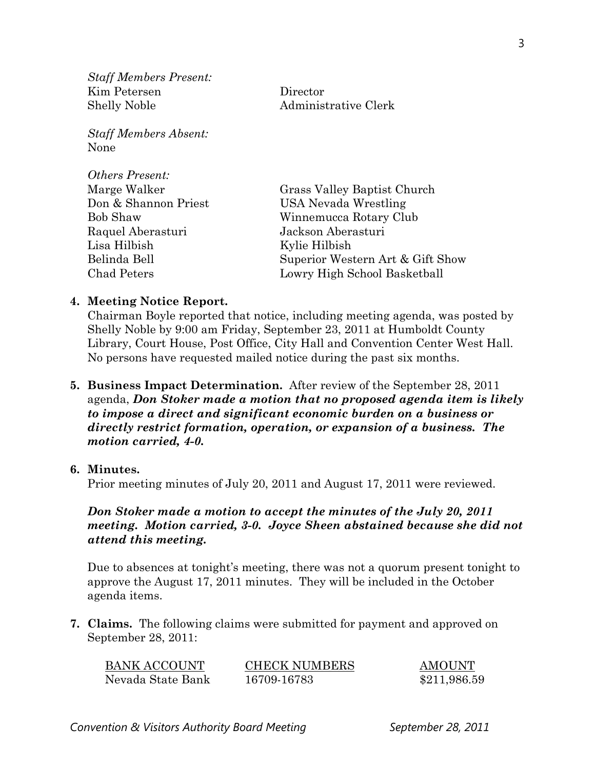*Staff Members Present:*

| | |
|---|---|
| Kim Petersen | Director |
| Shelly Noble | Administrative Clerk |

*Staff Members Absent:*
None

*Others Present:*

| | |
|---|---|
| Marge Walker | Grass Valley Baptist Church |
| Don & Shannon Priest | USA Nevada Wrestling |
| Bob Shaw | Winnemucca Rotary Club |
| Raquel Aberasturi | Jackson Aberasturi |
| Lisa Hilbish | Kylie Hilbish |
| Belinda Bell | Superior Western Art & Gift Show |
| Chad Peters | Lowry High School Basketball |

**4. Meeting Notice Report.**
Chairman Boyle reported that notice, including meeting agenda, was posted by Shelly Noble by 9:00 am Friday, September 23, 2011 at Humboldt County Library, Court House, Post Office, City Hall and Convention Center West Hall. No persons have requested mailed notice during the past six months.

**5. Business Impact Determination.** After review of the September 28, 2011 agenda, ***Don Stoker made a motion that no proposed agenda item is likely to impose a direct and significant economic burden on a business or directly restrict formation, operation, or expansion of a business. The motion carried, 4-0.***

**6. Minutes.**
Prior meeting minutes of July 20, 2011 and August 17, 2011 were reviewed.

***Don Stoker made a motion to accept the minutes of the July 20, 2011 meeting. Motion carried, 3-0. Joyce Sheen abstained because she did not attend this meeting.***

Due to absences at tonight's meeting, there was not a quorum present tonight to approve the August 17, 2011 minutes. They will be included in the October agenda items.

**7. Claims.** The following claims were submitted for payment and approved on September 28, 2011:

| BANK ACCOUNT | CHECK NUMBERS | AMOUNT |
|---|---|---|
| Nevada State Bank | 16709-16783 | $211,986.59 |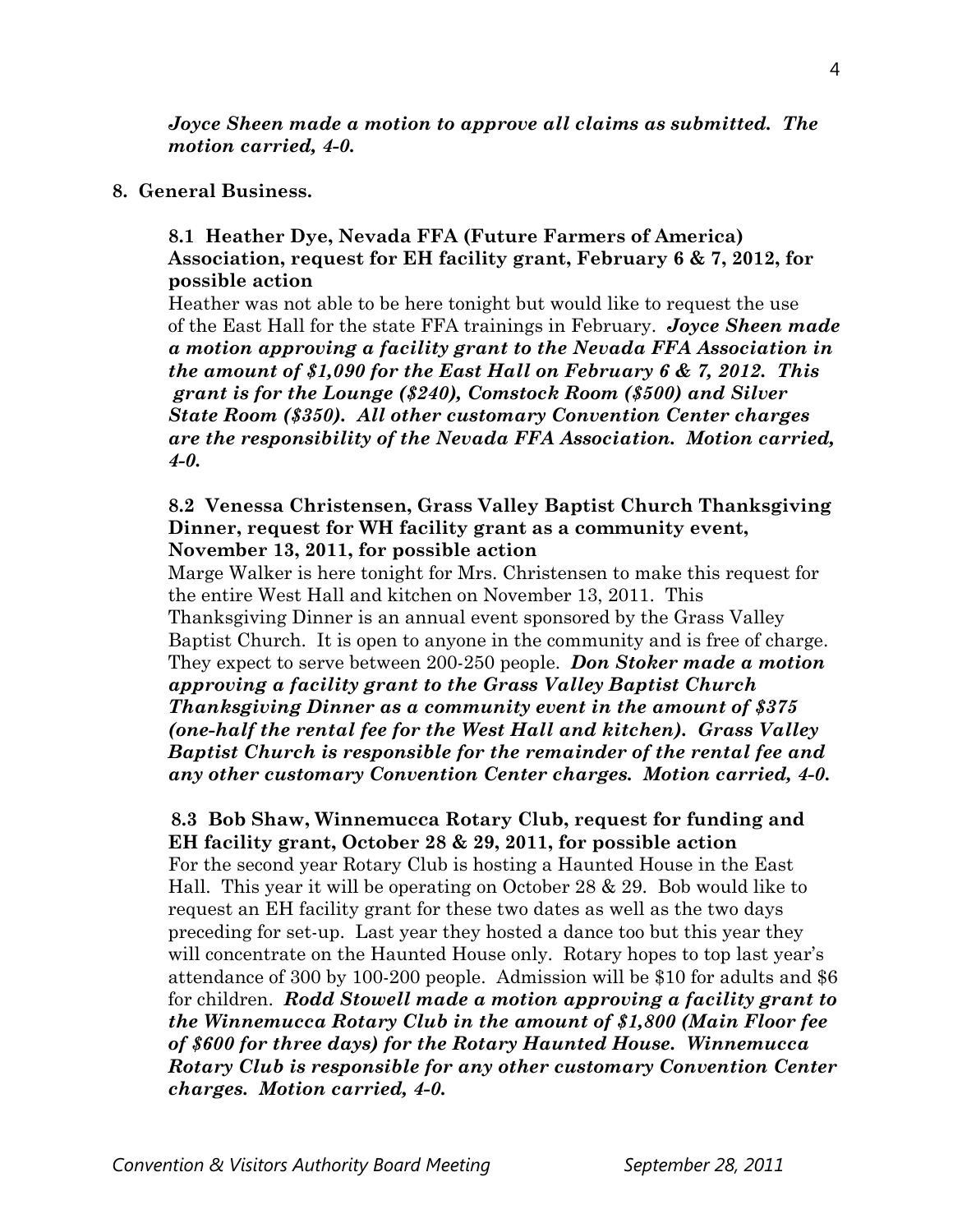***Joyce Sheen made a motion to approve all claims as submitted. The motion carried, 4-0.***

**8. General Business.**

**8.1 Heather Dye, Nevada FFA (Future Farmers of America) Association, request for EH facility grant, February 6 & 7, 2012, for possible action**

Heather was not able to be here tonight but would like to request the use of the East Hall for the state FFA trainings in February. ***Joyce Sheen made a motion approving a facility grant to the Nevada FFA Association in the amount of $1,090 for the East Hall on February 6 & 7, 2012. This grant is for the Lounge ($240), Comstock Room ($500) and Silver State Room ($350). All other customary Convention Center charges are the responsibility of the Nevada FFA Association. Motion carried, 4-0.***

**8.2 Venessa Christensen, Grass Valley Baptist Church Thanksgiving Dinner, request for WH facility grant as a community event, November 13, 2011, for possible action**

Marge Walker is here tonight for Mrs. Christensen to make this request for the entire West Hall and kitchen on November 13, 2011. This Thanksgiving Dinner is an annual event sponsored by the Grass Valley Baptist Church. It is open to anyone in the community and is free of charge. They expect to serve between 200-250 people. ***Don Stoker made a motion approving a facility grant to the Grass Valley Baptist Church Thanksgiving Dinner as a community event in the amount of $375 (one-half the rental fee for the West Hall and kitchen). Grass Valley Baptist Church is responsible for the remainder of the rental fee and any other customary Convention Center charges. Motion carried, 4-0.***

**8.3 Bob Shaw, Winnemucca Rotary Club, request for funding and EH facility grant, October 28 & 29, 2011, for possible action**

For the second year Rotary Club is hosting a Haunted House in the East Hall. This year it will be operating on October 28 & 29. Bob would like to request an EH facility grant for these two dates as well as the two days preceding for set-up. Last year they hosted a dance too but this year they will concentrate on the Haunted House only. Rotary hopes to top last year's attendance of 300 by 100-200 people. Admission will be $10 for adults and $6 for children. ***Rodd Stowell made a motion approving a facility grant to the Winnemucca Rotary Club in the amount of $1,800 (Main Floor fee of $600 for three days) for the Rotary Haunted House. Winnemucca Rotary Club is responsible for any other customary Convention Center charges. Motion carried, 4-0.***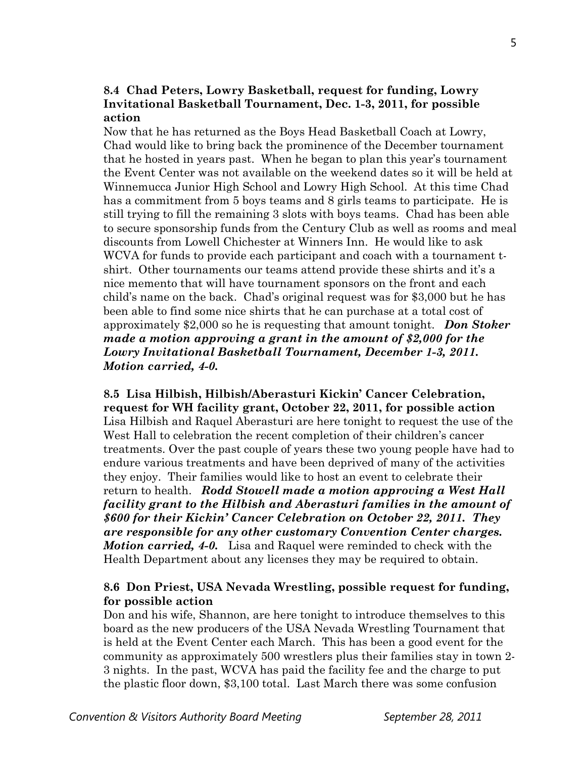**8.4 Chad Peters, Lowry Basketball, request for funding, Lowry Invitational Basketball Tournament, Dec. 1-3, 2011, for possible action**

Now that he has returned as the Boys Head Basketball Coach at Lowry, Chad would like to bring back the prominence of the December tournament that he hosted in years past. When he began to plan this year's tournament the Event Center was not available on the weekend dates so it will be held at Winnemucca Junior High School and Lowry High School. At this time Chad has a commitment from 5 boys teams and 8 girls teams to participate. He is still trying to fill the remaining 3 slots with boys teams. Chad has been able to secure sponsorship funds from the Century Club as well as rooms and meal discounts from Lowell Chichester at Winners Inn. He would like to ask WCVA for funds to provide each participant and coach with a tournament t-shirt. Other tournaments our teams attend provide these shirts and it's a nice memento that will have tournament sponsors on the front and each child's name on the back. Chad's original request was for $3,000 but he has been able to find some nice shirts that he can purchase at a total cost of approximately $2,000 so he is requesting that amount tonight. ***Don Stoker made a motion approving a grant in the amount of $2,000 for the Lowry Invitational Basketball Tournament, December 1-3, 2011. Motion carried, 4-0.***

**8.5 Lisa Hilbish, Hilbish/Aberasturi Kickin' Cancer Celebration, request for WH facility grant, October 22, 2011, for possible action**

Lisa Hilbish and Raquel Aberasturi are here tonight to request the use of the West Hall to celebration the recent completion of their children's cancer treatments. Over the past couple of years these two young people have had to endure various treatments and have been deprived of many of the activities they enjoy. Their families would like to host an event to celebrate their return to health. ***Rodd Stowell made a motion approving a West Hall facility grant to the Hilbish and Aberasturi families in the amount of $600 for their Kickin' Cancer Celebration on October 22, 2011. They are responsible for any other customary Convention Center charges. Motion carried, 4-0.*** Lisa and Raquel were reminded to check with the Health Department about any licenses they may be required to obtain.

**8.6 Don Priest, USA Nevada Wrestling, possible request for funding, for possible action**

Don and his wife, Shannon, are here tonight to introduce themselves to this board as the new producers of the USA Nevada Wrestling Tournament that is held at the Event Center each March. This has been a good event for the community as approximately 500 wrestlers plus their families stay in town 2-3 nights. In the past, WCVA has paid the facility fee and the charge to put the plastic floor down, $3,100 total. Last March there was some confusion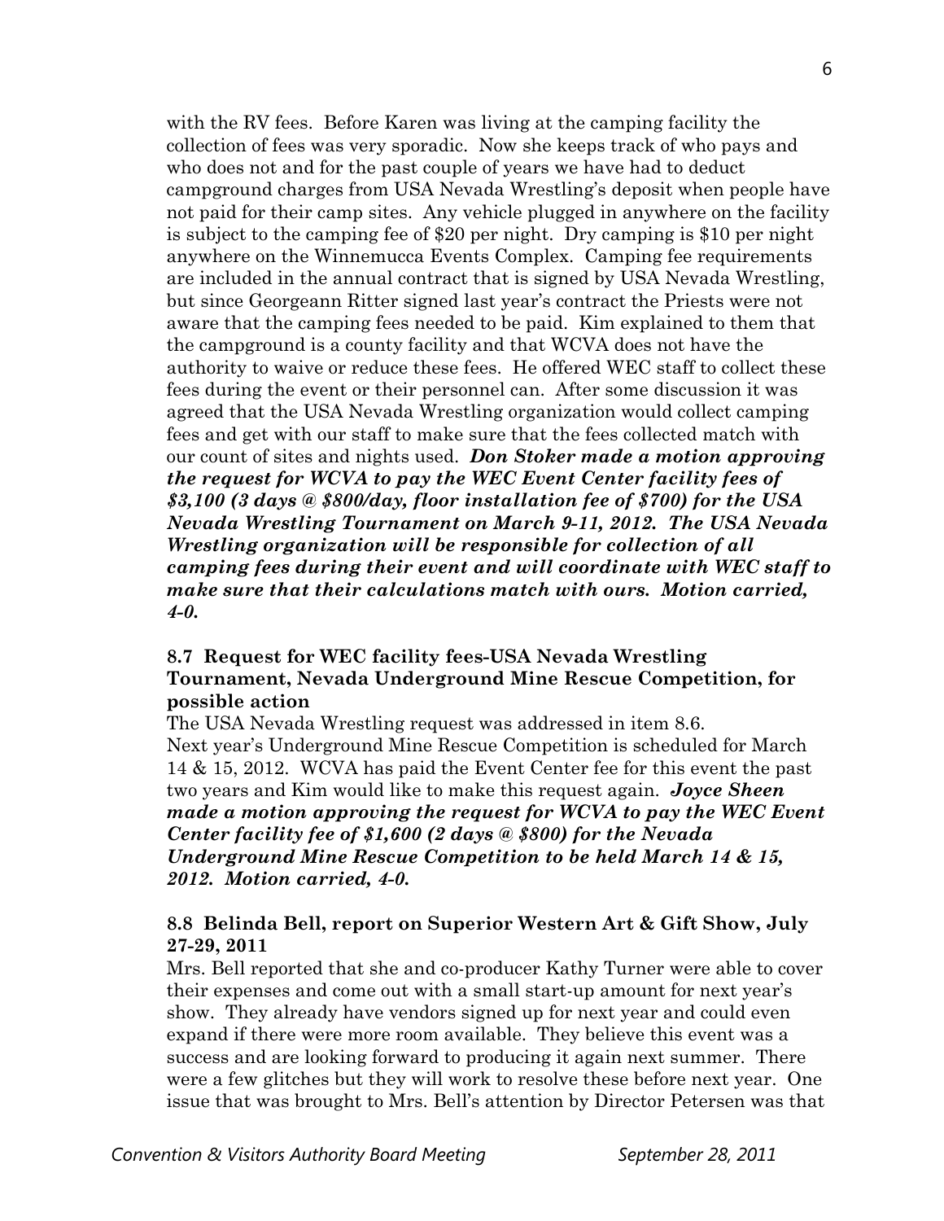with the RV fees. Before Karen was living at the camping facility the collection of fees was very sporadic. Now she keeps track of who pays and who does not and for the past couple of years we have had to deduct campground charges from USA Nevada Wrestling's deposit when people have not paid for their camp sites. Any vehicle plugged in anywhere on the facility is subject to the camping fee of $20 per night. Dry camping is $10 per night anywhere on the Winnemucca Events Complex. Camping fee requirements are included in the annual contract that is signed by USA Nevada Wrestling, but since Georgeann Ritter signed last year's contract the Priests were not aware that the camping fees needed to be paid. Kim explained to them that the campground is a county facility and that WCVA does not have the authority to waive or reduce these fees. He offered WEC staff to collect these fees during the event or their personnel can. After some discussion it was agreed that the USA Nevada Wrestling organization would collect camping fees and get with our staff to make sure that the fees collected match with our count of sites and nights used. ***Don Stoker made a motion approving the request for WCVA to pay the WEC Event Center facility fees of $3,100 (3 days @ $800/day, floor installation fee of $700) for the USA Nevada Wrestling Tournament on March 9-11, 2012. The USA Nevada Wrestling organization will be responsible for collection of all camping fees during their event and will coordinate with WEC staff to make sure that their calculations match with ours. Motion carried, 4-0.***

### 8.7 Request for WEC facility fees-USA Nevada Wrestling Tournament, Nevada Underground Mine Rescue Competition, for possible action

The USA Nevada Wrestling request was addressed in item 8.6.
Next year's Underground Mine Rescue Competition is scheduled for March 14 & 15, 2012. WCVA has paid the Event Center fee for this event the past two years and Kim would like to make this request again. ***Joyce Sheen made a motion approving the request for WCVA to pay the WEC Event Center facility fee of $1,600 (2 days @ $800) for the Nevada Underground Mine Rescue Competition to be held March 14 & 15, 2012. Motion carried, 4-0.***

### 8.8 Belinda Bell, report on Superior Western Art & Gift Show, July 27-29, 2011

Mrs. Bell reported that she and co-producer Kathy Turner were able to cover their expenses and come out with a small start-up amount for next year's show. They already have vendors signed up for next year and could even expand if there were more room available. They believe this event was a success and are looking forward to producing it again next summer. There were a few glitches but they will work to resolve these before next year. One issue that was brought to Mrs. Bell's attention by Director Petersen was that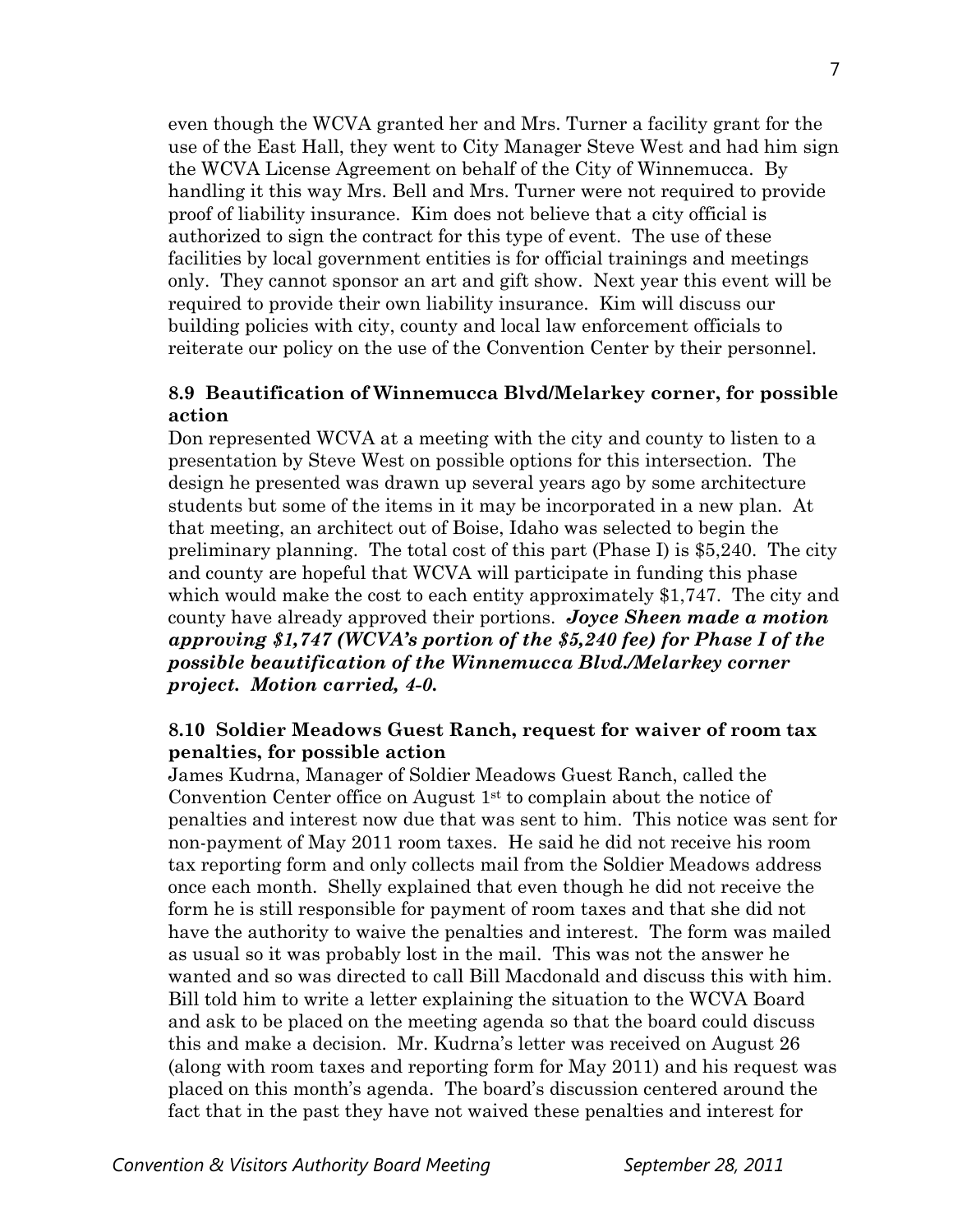even though the WCVA granted her and Mrs. Turner a facility grant for the use of the East Hall, they went to City Manager Steve West and had him sign the WCVA License Agreement on behalf of the City of Winnemucca. By handling it this way Mrs. Bell and Mrs. Turner were not required to provide proof of liability insurance. Kim does not believe that a city official is authorized to sign the contract for this type of event. The use of these facilities by local government entities is for official trainings and meetings only. They cannot sponsor an art and gift show. Next year this event will be required to provide their own liability insurance. Kim will discuss our building policies with city, county and local law enforcement officials to reiterate our policy on the use of the Convention Center by their personnel.

### 8.9 Beautification of Winnemucca Blvd/Melarkey corner, for possible action

Don represented WCVA at a meeting with the city and county to listen to a presentation by Steve West on possible options for this intersection. The design he presented was drawn up several years ago by some architecture students but some of the items in it may be incorporated in a new plan. At that meeting, an architect out of Boise, Idaho was selected to begin the preliminary planning. The total cost of this part (Phase I) is $5,240. The city and county are hopeful that WCVA will participate in funding this phase which would make the cost to each entity approximately $1,747. The city and county have already approved their portions. ***Joyce Sheen made a motion approving $1,747 (WCVA's portion of the $5,240 fee) for Phase I of the possible beautification of the Winnemucca Blvd./Melarkey corner project. Motion carried, 4-0.***

### 8.10 Soldier Meadows Guest Ranch, request for waiver of room tax penalties, for possible action

James Kudrna, Manager of Soldier Meadows Guest Ranch, called the Convention Center office on August 1st to complain about the notice of penalties and interest now due that was sent to him. This notice was sent for non-payment of May 2011 room taxes. He said he did not receive his room tax reporting form and only collects mail from the Soldier Meadows address once each month. Shelly explained that even though he did not receive the form he is still responsible for payment of room taxes and that she did not have the authority to waive the penalties and interest. The form was mailed as usual so it was probably lost in the mail. This was not the answer he wanted and so was directed to call Bill Macdonald and discuss this with him. Bill told him to write a letter explaining the situation to the WCVA Board and ask to be placed on the meeting agenda so that the board could discuss this and make a decision. Mr. Kudrna's letter was received on August 26 (along with room taxes and reporting form for May 2011) and his request was placed on this month's agenda. The board's discussion centered around the fact that in the past they have not waived these penalties and interest for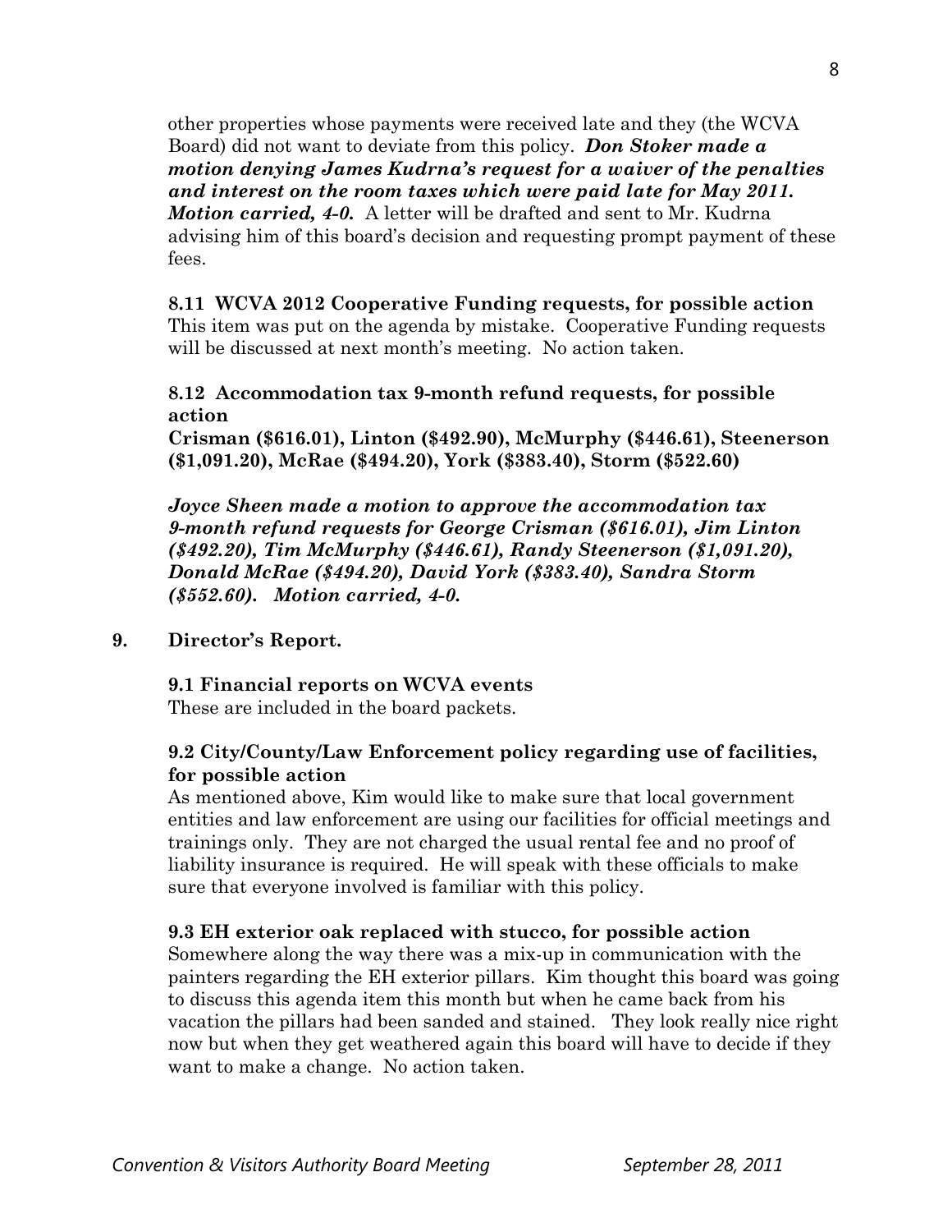other properties whose payments were received late and they (the WCVA Board) did not want to deviate from this policy. ***Don Stoker made a motion denying James Kudrna's request for a waiver of the penalties and interest on the room taxes which were paid late for May 2011. Motion carried, 4-0.*** A letter will be drafted and sent to Mr. Kudrna advising him of this board's decision and requesting prompt payment of these fees.

**8.11 WCVA 2012 Cooperative Funding requests, for possible action**
This item was put on the agenda by mistake. Cooperative Funding requests will be discussed at next month's meeting. No action taken.

**8.12 Accommodation tax 9-month refund requests, for possible action**
**Crisman ($616.01), Linton ($492.90), McMurphy ($446.61), Steenerson ($1,091.20), McRae ($494.20), York ($383.40), Storm ($522.60)**

***Joyce Sheen made a motion to approve the accommodation tax 9-month refund requests for George Crisman ($616.01), Jim Linton ($492.20), Tim McMurphy ($446.61), Randy Steenerson ($1,091.20), Donald McRae ($494.20), David York ($383.40), Sandra Storm ($552.60). Motion carried, 4-0.***

**9. Director's Report.**

**9.1 Financial reports on WCVA events**
These are included in the board packets.

**9.2 City/County/Law Enforcement policy regarding use of facilities, for possible action**
As mentioned above, Kim would like to make sure that local government entities and law enforcement are using our facilities for official meetings and trainings only. They are not charged the usual rental fee and no proof of liability insurance is required. He will speak with these officials to make sure that everyone involved is familiar with this policy.

**9.3 EH exterior oak replaced with stucco, for possible action**
Somewhere along the way there was a mix-up in communication with the painters regarding the EH exterior pillars. Kim thought this board was going to discuss this agenda item this month but when he came back from his vacation the pillars had been sanded and stained. They look really nice right now but when they get weathered again this board will have to decide if they want to make a change. No action taken.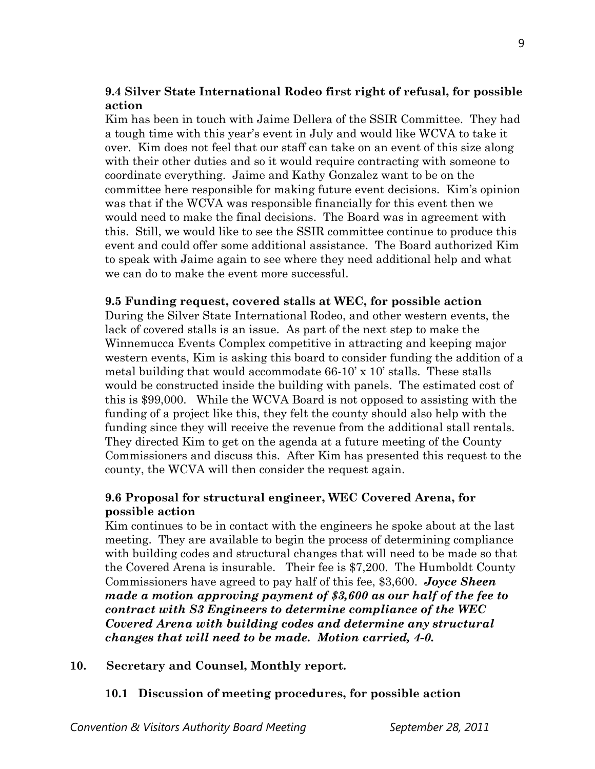**9.4 Silver State International Rodeo first right of refusal, for possible action**

Kim has been in touch with Jaime Dellera of the SSIR Committee. They had a tough time with this year's event in July and would like WCVA to take it over. Kim does not feel that our staff can take on an event of this size along with their other duties and so it would require contracting with someone to coordinate everything. Jaime and Kathy Gonzalez want to be on the committee here responsible for making future event decisions. Kim's opinion was that if the WCVA was responsible financially for this event then we would need to make the final decisions. The Board was in agreement with this. Still, we would like to see the SSIR committee continue to produce this event and could offer some additional assistance. The Board authorized Kim to speak with Jaime again to see where they need additional help and what we can do to make the event more successful.

**9.5 Funding request, covered stalls at WEC, for possible action**

During the Silver State International Rodeo, and other western events, the lack of covered stalls is an issue. As part of the next step to make the Winnemucca Events Complex competitive in attracting and keeping major western events, Kim is asking this board to consider funding the addition of a metal building that would accommodate 66-10' x 10' stalls. These stalls would be constructed inside the building with panels. The estimated cost of this is $99,000. While the WCVA Board is not opposed to assisting with the funding of a project like this, they felt the county should also help with the funding since they will receive the revenue from the additional stall rentals. They directed Kim to get on the agenda at a future meeting of the County Commissioners and discuss this. After Kim has presented this request to the county, the WCVA will then consider the request again.

**9.6 Proposal for structural engineer, WEC Covered Arena, for possible action**

Kim continues to be in contact with the engineers he spoke about at the last meeting. They are available to begin the process of determining compliance with building codes and structural changes that will need to be made so that the Covered Arena is insurable. Their fee is $7,200. The Humboldt County Commissioners have agreed to pay half of this fee, $3,600. ***Joyce Sheen made a motion approving payment of $3,600 as our half of the fee to contract with S3 Engineers to determine compliance of the WEC Covered Arena with building codes and determine any structural changes that will need to be made. Motion carried, 4-0.***

**10. Secretary and Counsel, Monthly report.**

**10.1 Discussion of meeting procedures, for possible action**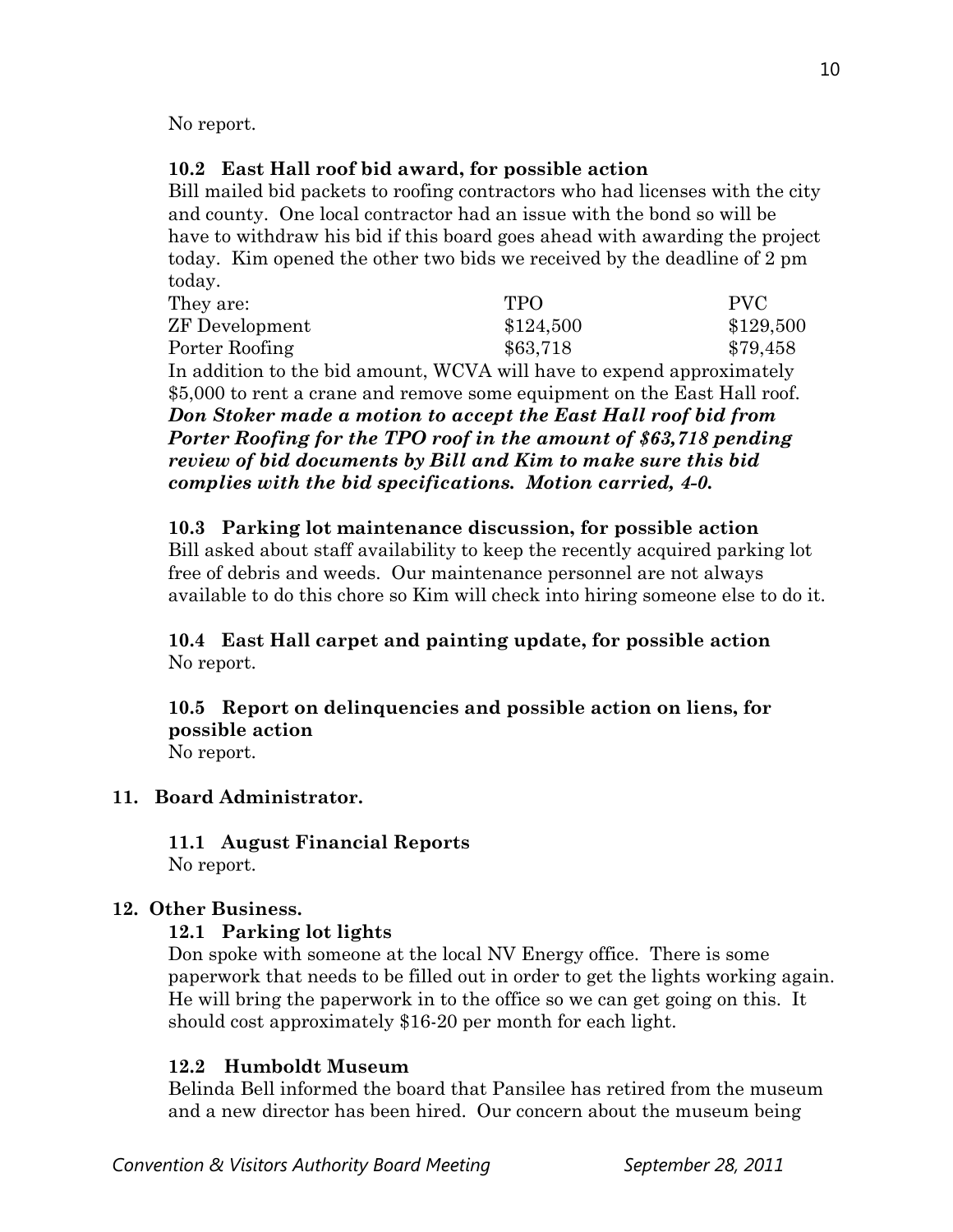No report.

**10.2 East Hall roof bid award, for possible action**

Bill mailed bid packets to roofing contractors who had licenses with the city and county. One local contractor had an issue with the bond so will be have to withdraw his bid if this board goes ahead with awarding the project today. Kim opened the other two bids we received by the deadline of 2 pm today.

| They are: | TPO | PVC |
|---|---|---|
| ZF Development | $124,500 | $129,500 |
| Porter Roofing | $63,718 | $79,458 |

In addition to the bid amount, WCVA will have to expend approximately $5,000 to rent a crane and remove some equipment on the East Hall roof.

***Don Stoker made a motion to accept the East Hall roof bid from Porter Roofing for the TPO roof in the amount of $63,718 pending review of bid documents by Bill and Kim to make sure this bid complies with the bid specifications. Motion carried, 4-0.***

**10.3 Parking lot maintenance discussion, for possible action**

Bill asked about staff availability to keep the recently acquired parking lot free of debris and weeds. Our maintenance personnel are not always available to do this chore so Kim will check into hiring someone else to do it.

**10.4 East Hall carpet and painting update, for possible action**

No report.

**10.5 Report on delinquencies and possible action on liens, for possible action**

No report.

**11. Board Administrator.**

**11.1 August Financial Reports**

No report.

**12. Other Business.**

**12.1 Parking lot lights**

Don spoke with someone at the local NV Energy office. There is some paperwork that needs to be filled out in order to get the lights working again. He will bring the paperwork in to the office so we can get going on this. It should cost approximately $16-20 per month for each light.

**12.2 Humboldt Museum**

Belinda Bell informed the board that Pansilee has retired from the museum and a new director has been hired. Our concern about the museum being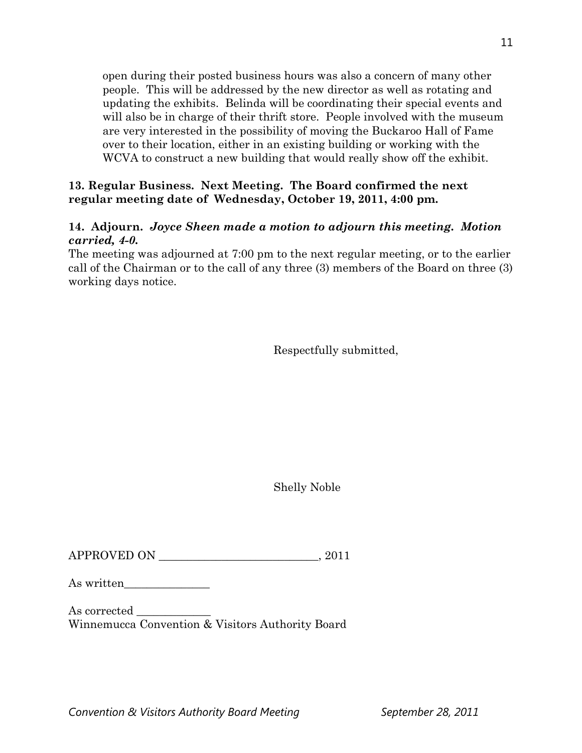open during their posted business hours was also a concern of many other people. This will be addressed by the new director as well as rotating and updating the exhibits. Belinda will be coordinating their special events and will also be in charge of their thrift store. People involved with the museum are very interested in the possibility of moving the Buckaroo Hall of Fame over to their location, either in an existing building or working with the WCVA to construct a new building that would really show off the exhibit.

**13. Regular Business. Next Meeting. The Board confirmed the next regular meeting date of Wednesday, October 19, 2011, 4:00 pm.**

**14. Adjourn.** ***Joyce Sheen made a motion to adjourn this meeting. Motion carried, 4-0.***

The meeting was adjourned at 7:00 pm to the next regular meeting, or to the earlier call of the Chairman or to the call of any three (3) members of the Board on three (3) working days notice.

Respectfully submitted,

Shelly Noble

APPROVED ON ____________________________, 2011

As written_______________

As corrected _____________

Winnemucca Convention & Visitors Authority Board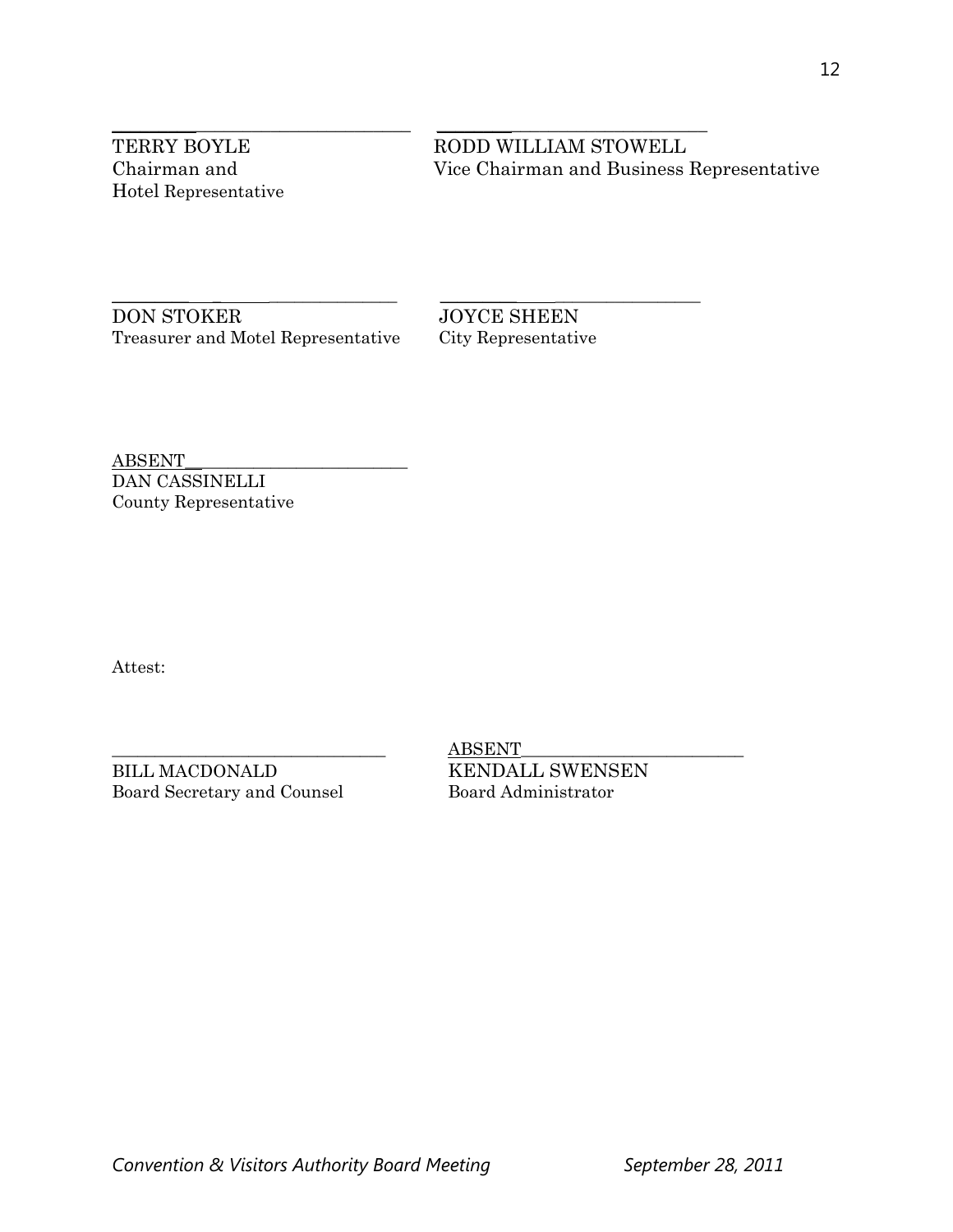\_\_\_\_\_\_\_\_\_\_\_\_\_\_\_\_\_\_\_\_\_\_\_\_\_\_\_\_\_\_\_\_\_\_
TERRY BOYLE
Chairman and
Hotel Representative

\_\_\_\_\_\_\_\_\_\_\_\_\_\_\_\_\_\_\_\_\_\_\_\_\_\_\_\_\_\_\_\_\_\_
RODD WILLIAM STOWELL
Vice Chairman and Business Representative

\_\_\_\_\_\_\_\_\_\_\_\_\_\_\_\_\_\_\_\_\_\_\_\_\_\_\_\_\_\_\_\_\_\_
DON STOKER
Treasurer and Motel Representative

\_\_\_\_\_\_\_\_\_\_\_\_\_\_\_\_\_\_\_\_\_\_\_\_\_\_\_\_\_\_\_\_\_\_
JOYCE SHEEN
City Representative

ABSENT\_\_\_\_\_\_\_\_\_\_\_\_\_\_\_\_\_\_\_\_\_\_\_\_\_\_\_
DAN CASSINELLI
County Representative

Attest:

\_\_\_\_\_\_\_\_\_\_\_\_\_\_\_\_\_\_\_\_\_\_\_\_\_\_\_\_\_\_\_\_\_\_
BILL MACDONALD
Board Secretary and Counsel

ABSENT\_\_\_\_\_\_\_\_\_\_\_\_\_\_\_\_\_\_\_\_\_\_\_\_\_\_\_
KENDALL SWENSEN
Board Administrator